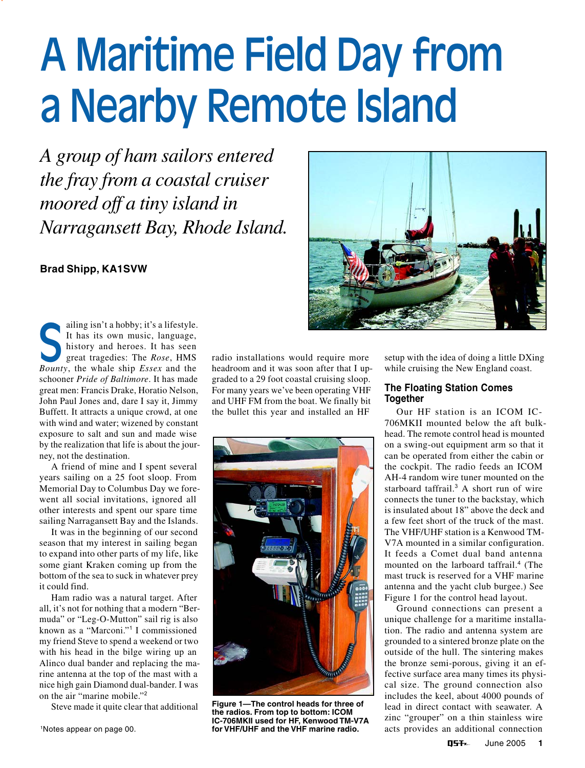# A Maritime Field Day from a Nearby Remote Island

*A group of ham sailors entered the fray from a coastal cruiser moored off a tiny island in Narragansett Bay, Rhode Island.*

**Brad Shipp, KA1SVW**

Sailing isn't a hobby; it's a lifestyle. It has its own music, language, history and heroes. It has seen great tragedies: The *Rose*, HMS *Bounty*, the whale ship *Essex* and the schooner *Pride of Baltimore*. It has made great men: Francis Drake, Horatio Nelson, John Paul Jones and, dare I say it, Jimmy Buffett. It attracts a unique crowd, at one with wind and water; wizened by constant exposure to salt and sun and made wise by the realization that life is about the journey, not the destination.

A friend of mine and I spent several years sailing on a 25 foot sloop. From Memorial Day to Columbus Day we forewent all social invitations, ignored all other interests and spent our spare time sailing Narragansett Bay and the Islands.

It was in the beginning of our second season that my interest in sailing began to expand into other parts of my life, like some giant Kraken coming up from the bottom of the sea to suck in whatever prey it could find.

Ham radio was a natural target. After all, it's not for nothing that a modern "Bermuda" or "Leg-O-Mutton" sail rig is also known as a "Marconi."[1] I commissioned my friend Steve to spend a weekend or two with his head in the bilge wiring up an Alinco dual bander and replacing the marine antenna at the top of the mast with a nice high gain Diamond dual-bander. I was on the air "marine mobile."[2]

Steve made it quite clear that additional radio installations would require more headroom and it was soon after that I upgraded to a 29 foot coastal cruising sloop. For many years we've been operating VHF and UHF FM from the boat. We finally bit the bullet this year and installed an HF setup with the idea of doing a little DXing while cruising the New England coast.

Figure 1—The control heads for three of the radios. From top to bottom: ICOM IC-706MKII used for HF, Kenwood TM-V7A for VHF/UHF and the VHF marine radio.

## The Floating Station Comes Together

Our HF station is an ICOM IC-706MKII mounted below the aft bulkhead. The remote control head is mounted on a swing-out equipment arm so that it can be operated from either the cabin or the cockpit. The radio feeds an ICOM AH-4 random wire tuner mounted on the starboard taffrail.[3] A short run of wire connects the tuner to the backstay, which is insulated about 18" above the deck and a few feet short of the truck of the mast. The VHF/UHF station is a Kenwood TM-V7A mounted in a similar configuration. It feeds a Comet dual band antenna mounted on the larboard taffrail.[4] (The mast truck is reserved for a VHF marine antenna and the yacht club burgee.) See Figure 1 for the control head layout.

Ground connections can present a unique challenge for a maritime installation. The radio and antenna system are grounded to a sintered bronze plate on the outside of the hull. The sintering makes the bronze semi-porous, giving it an effective surface area many times its physical size. The ground connection also includes the keel, about 4000 pounds of lead in direct contact with seawater. A zinc "grouper" on a thin stainless wire acts provides an additional connection

[1]Notes appear on page 00.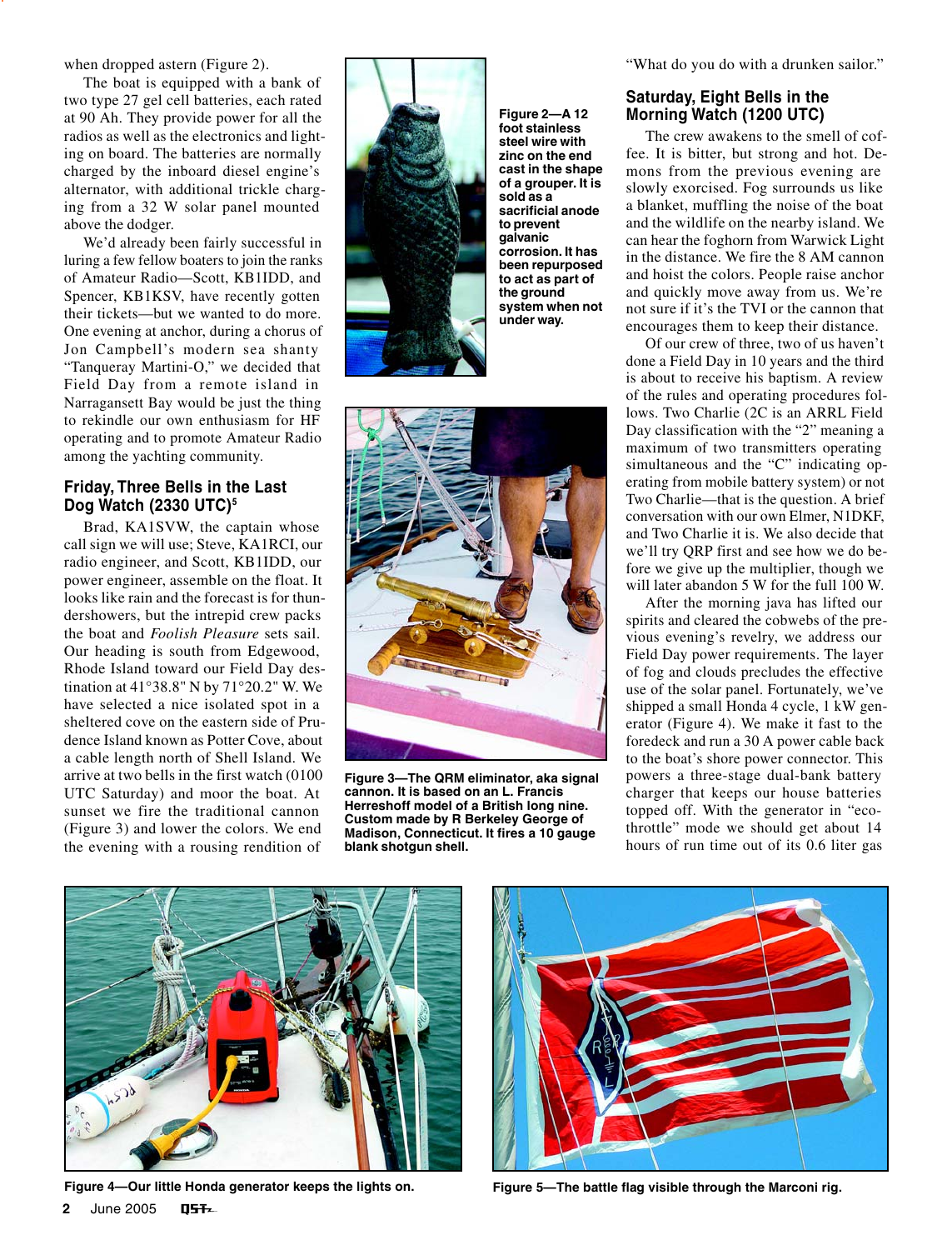when dropped astern (Figure 2).

The boat is equipped with a bank of two type 27 gel cell batteries, each rated at 90 Ah. They provide power for all the radios as well as the electronics and lighting on board. The batteries are normally charged by the inboard diesel engine's alternator, with additional trickle charging from a 32 W solar panel mounted above the dodger.

We'd already been fairly successful in luring a few fellow boaters to join the ranks of Amateur Radio—Scott, KB1IDD, and Spencer, KB1KSV, have recently gotten their tickets—but we wanted to do more. One evening at anchor, during a chorus of Jon Campbell's modern sea shanty "Tanqueray Martini-O," we decided that Field Day from a remote island in Narragansett Bay would be just the thing to rekindle our own enthusiasm for HF operating and to promote Amateur Radio among the yachting community.

## Friday, Three Bells in the Last Dog Watch (2330 UTC)[5]

Brad, KA1SVW, the captain whose call sign we will use; Steve, KA1RCI, our radio engineer, and Scott, KB1IDD, our power engineer, assemble on the float. It looks like rain and the forecast is for thundershowers, but the intrepid crew packs the boat and *Foolish Pleasure* sets sail. Our heading is south from Edgewood, Rhode Island toward our Field Day destination at 41°38.8" N by 71°20.2" W. We have selected a nice isolated spot in a sheltered cove on the eastern side of Prudence Island known as Potter Cove, about a cable length north of Shell Island. We arrive at two bells in the first watch (0100 UTC Saturday) and moor the boat. At sunset we fire the traditional cannon (Figure 3) and lower the colors. We end the evening with a rousing rendition of "What do you do with a drunken sailor."

**Figure 2—A 12 foot stainless steel wire with zinc on the end cast in the shape of a grouper. It is sold as a sacrificial anode to prevent galvanic corrosion. It has been repurposed to act as part of the ground system when not under way.**

**Figure 3—The QRM eliminator, aka signal cannon. It is based on an L. Francis Herreshoff model of a British long nine. Custom made by R Berkeley George of Madison, Connecticut. It fires a 10 gauge blank shotgun shell.**

## Saturday, Eight Bells in the Morning Watch (1200 UTC)

The crew awakens to the smell of coffee. It is bitter, but strong and hot. Demons from the previous evening are slowly exorcised. Fog surrounds us like a blanket, muffling the noise of the boat and the wildlife on the nearby island. We can hear the foghorn from Warwick Light in the distance. We fire the 8 AM cannon and hoist the colors. People raise anchor and quickly move away from us. We're not sure if it's the TVI or the cannon that encourages them to keep their distance.

Of our crew of three, two of us haven't done a Field Day in 10 years and the third is about to receive his baptism. A review of the rules and operating procedures follows. Two Charlie (2C is an ARRL Field Day classification with the "2" meaning a maximum of two transmitters operating simultaneous and the "C" indicating operating from mobile battery system) or not Two Charlie—that is the question. A brief conversation with our own Elmer, N1DKF, and Two Charlie it is. We also decide that we'll try QRP first and see how we do before we give up the multiplier, though we will later abandon 5 W for the full 100 W.

After the morning java has lifted our spirits and cleared the cobwebs of the previous evening's revelry, we address our Field Day power requirements. The layer of fog and clouds precludes the effective use of the solar panel. Fortunately, we've shipped a small Honda 4 cycle, 1 kW generator (Figure 4). We make it fast to the foredeck and run a 30 A power cable back to the boat's shore power connector. This powers a three-stage dual-bank battery charger that keeps our house batteries topped off. With the generator in "eco-throttle" mode we should get about 14 hours of run time out of its 0.6 liter gas

**Figure 4—Our little Honda generator keeps the lights on.**

**Figure 5—The battle flag visible through the Marconi rig.**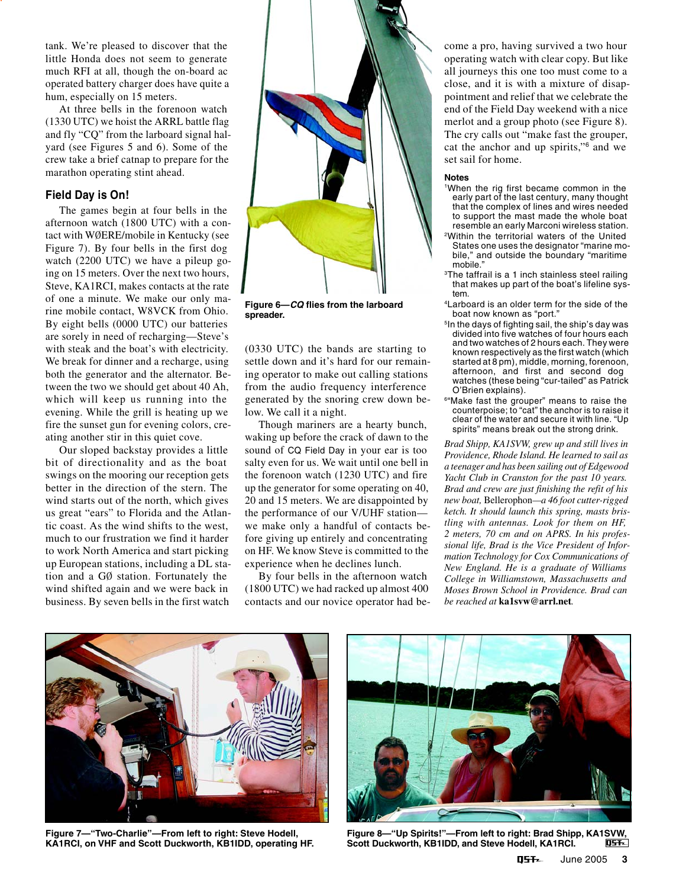tank. We're pleased to discover that the little Honda does not seem to generate much RFI at all, though the on-board ac operated battery charger does have quite a hum, especially on 15 meters.

At three bells in the forenoon watch (1330 UTC) we hoist the ARRL battle flag and fly "CQ" from the larboard signal halyard (see Figures 5 and 6). Some of the crew take a brief catnap to prepare for the marathon operating stint ahead.

## Field Day is On!

The games begin at four bells in the afternoon watch (1800 UTC) with a contact with WØERE/mobile in Kentucky (see Figure 7). By four bells in the first dog watch (2200 UTC) we have a pileup going on 15 meters. Over the next two hours, Steve, KA1RCI, makes contacts at the rate of one a minute. We make our only marine mobile contact, W8VCK from Ohio. By eight bells (0000 UTC) our batteries are sorely in need of recharging—Steve's with steak and the boat's with electricity. We break for dinner and a recharge, using both the generator and the alternator. Between the two we should get about 40 Ah, which will keep us running into the evening. While the grill is heating up we fire the sunset gun for evening colors, creating another stir in this quiet cove.

Our sloped backstay provides a little bit of directionality and as the boat swings on the mooring our reception gets better in the direction of the stern. The wind starts out of the north, which gives us great "ears" to Florida and the Atlantic coast. As the wind shifts to the west, much to our frustration we find it harder to work North America and start picking up European stations, including a DL station and a GØ station. Fortunately the wind shifted again and we were back in business. By seven bells in the first watch (0330 UTC) the bands are starting to settle down and it's hard for our remaining operator to make out calling stations from the audio frequency interference generated by the snoring crew down below. We call it a night.

Figure 6—*CQ* flies from the larboard spreader.

Though mariners are a hearty bunch, waking up before the crack of dawn to the sound of CQ Field Day in your ear is too salty even for us. We wait until one bell in the forenoon watch (1230 UTC) and fire up the generator for some operating on 40, 20 and 15 meters. We are disappointed by the performance of our V/UHF station—we make only a handful of contacts before giving up entirely and concentrating on HF. We know Steve is committed to the experience when he declines lunch.

By four bells in the afternoon watch (1800 UTC) we had racked up almost 400 contacts and our novice operator had become a pro, having survived a two hour operating watch with clear copy. But like all journeys this one too must come to a close, and it is with a mixture of disappointment and relief that we celebrate the end of the Field Day weekend with a nice merlot and a group photo (see Figure 8). The cry calls out "make fast the grouper, cat the anchor and up spirits,"[6] and we set sail for home.

### Notes

[1]When the rig first became common in the early part of the last century, many thought that the complex of lines and wires needed to support the mast made the whole boat resemble an early Marconi wireless station.

[2]Within the territorial waters of the United States one uses the designator "marine mobile," and outside the boundary "maritime mobile."

[3]The taffrail is a 1 inch stainless steel railing that makes up part of the boat's lifeline system.

[4]Larboard is an older term for the side of the boat now known as "port."

[5]In the days of fighting sail, the ship's day was divided into five watches of four hours each and two watches of 2 hours each. They were known respectively as the first watch (which started at 8 pm), middle, morning, forenoon, afternoon, and first and second dog watches (these being "cur-tailed" as Patrick O'Brien explains).

[6]"Make fast the grouper" means to raise the counterpoise; to "cat" the anchor is to raise it clear of the water and secure it with line. "Up spirits" means break out the strong drink.

*Brad Shipp, KA1SVW, grew up and still lives in Providence, Rhode Island. He learned to sail as a teenager and has been sailing out of Edgewood Yacht Club in Cranston for the past 10 years. Brad and crew are just finishing the refit of his new boat,* Bellerophon*—a 46 foot cutter-rigged ketch. It should launch this spring, masts bristling with antennas. Look for them on HF, 2 meters, 70 cm and on APRS. In his professional life, Brad is the Vice President of Information Technology for Cox Communications of New England. He is a graduate of Williams College in Williamstown, Massachusetts and Moses Brown School in Providence. Brad can be reached at* **ka1svw@arrl.net***.*

Figure 7—"Two-Charlie"—From left to right: Steve Hodell, KA1RCI, on VHF and Scott Duckworth, KB1IDD, operating HF.

Figure 8—"Up Spirits!"—From left to right: Brad Shipp, KA1SVW, Scott Duckworth, KB1IDD, and Steve Hodell, KA1RCI.